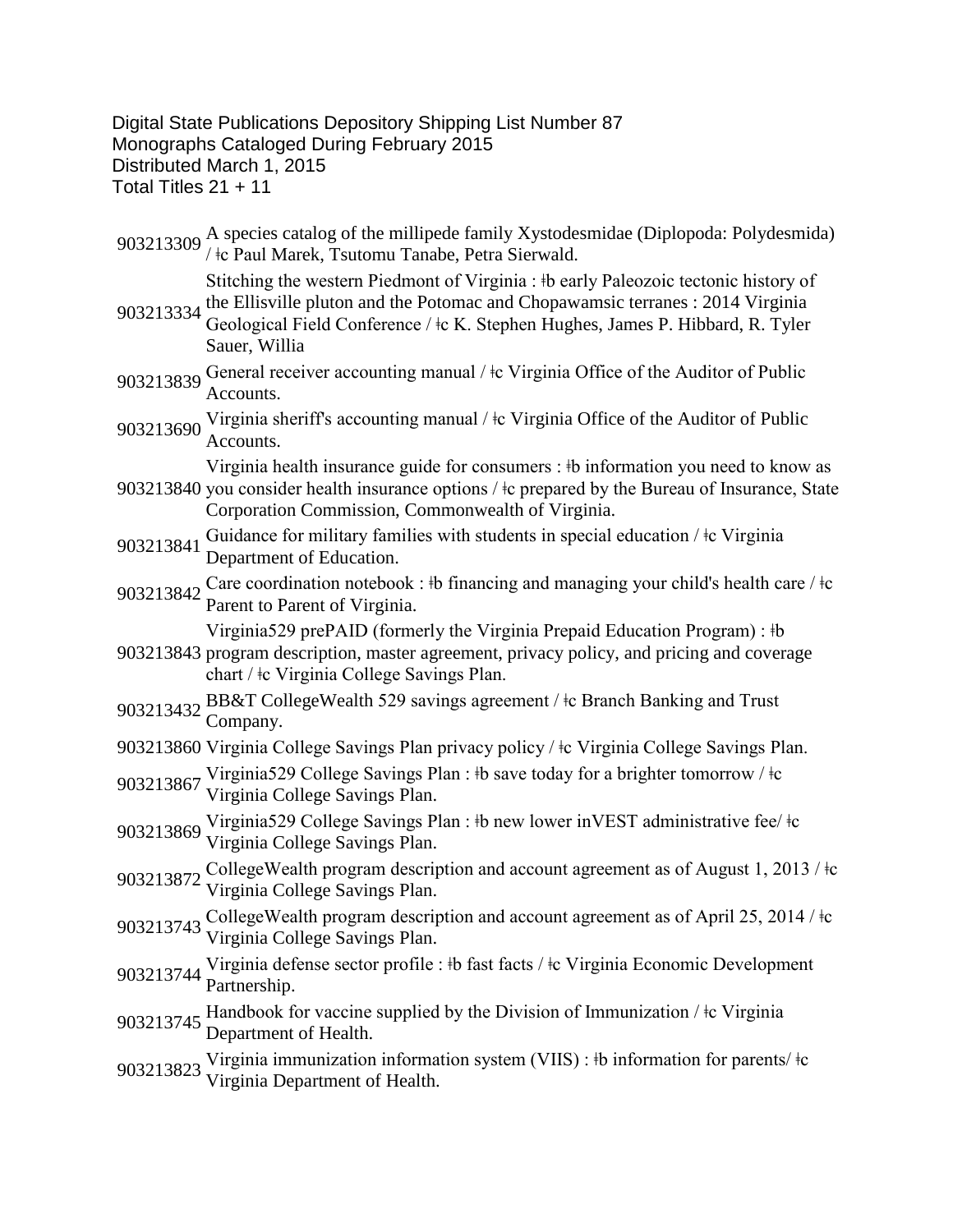Digital State Publications Depository Shipping List Number 87
Monographs Cataloged During February 2015
Distributed March 1, 2015
Total Titles 21 + 11

| | |
|---|---|
| 903213309 | A species catalog of the millipede family Xystodesmidae (Diplopoda: Polydesmida) / ǂc Paul Marek, Tsutomu Tanabe, Petra Sierwald. |
| 903213334 | Stitching the western Piedmont of Virginia : ǂb early Paleozoic tectonic history of the Ellisville pluton and the Potomac and Chopawamsic terranes : 2014 Virginia Geological Field Conference / ǂc K. Stephen Hughes, James P. Hibbard, R. Tyler Sauer, Willia |
| 903213839 | General receiver accounting manual / ǂc Virginia Office of the Auditor of Public Accounts. |
| 903213690 | Virginia sheriff's accounting manual / ǂc Virginia Office of the Auditor of Public Accounts. |
| 903213840 | Virginia health insurance guide for consumers : ǂb information you need to know as you consider health insurance options / ǂc prepared by the Bureau of Insurance, State Corporation Commission, Commonwealth of Virginia. |
| 903213841 | Guidance for military families with students in special education / ǂc Virginia Department of Education. |
| 903213842 | Care coordination notebook : ǂb financing and managing your child's health care / ǂc Parent to Parent of Virginia. |
| 903213843 | Virginia529 prePAID (formerly the Virginia Prepaid Education Program) : ǂb program description, master agreement, privacy policy, and pricing and coverage chart / ǂc Virginia College Savings Plan. |
| 903213432 | BB&T CollegeWealth 529 savings agreement / ǂc Branch Banking and Trust Company. |
| 903213860 | Virginia College Savings Plan privacy policy / ǂc Virginia College Savings Plan. |
| 903213867 | Virginia529 College Savings Plan : ǂb save today for a brighter tomorrow / ǂc Virginia College Savings Plan. |
| 903213869 | Virginia529 College Savings Plan : ǂb new lower inVEST administrative fee/ ǂc Virginia College Savings Plan. |
| 903213872 | CollegeWealth program description and account agreement as of August 1, 2013 / ǂc Virginia College Savings Plan. |
| 903213743 | CollegeWealth program description and account agreement as of April 25, 2014 / ǂc Virginia College Savings Plan. |
| 903213744 | Virginia defense sector profile : ǂb fast facts / ǂc Virginia Economic Development Partnership. |
| 903213745 | Handbook for vaccine supplied by the Division of Immunization / ǂc Virginia Department of Health. |
| 903213823 | Virginia immunization information system (VIIS) : ǂb information for parents/ ǂc Virginia Department of Health. |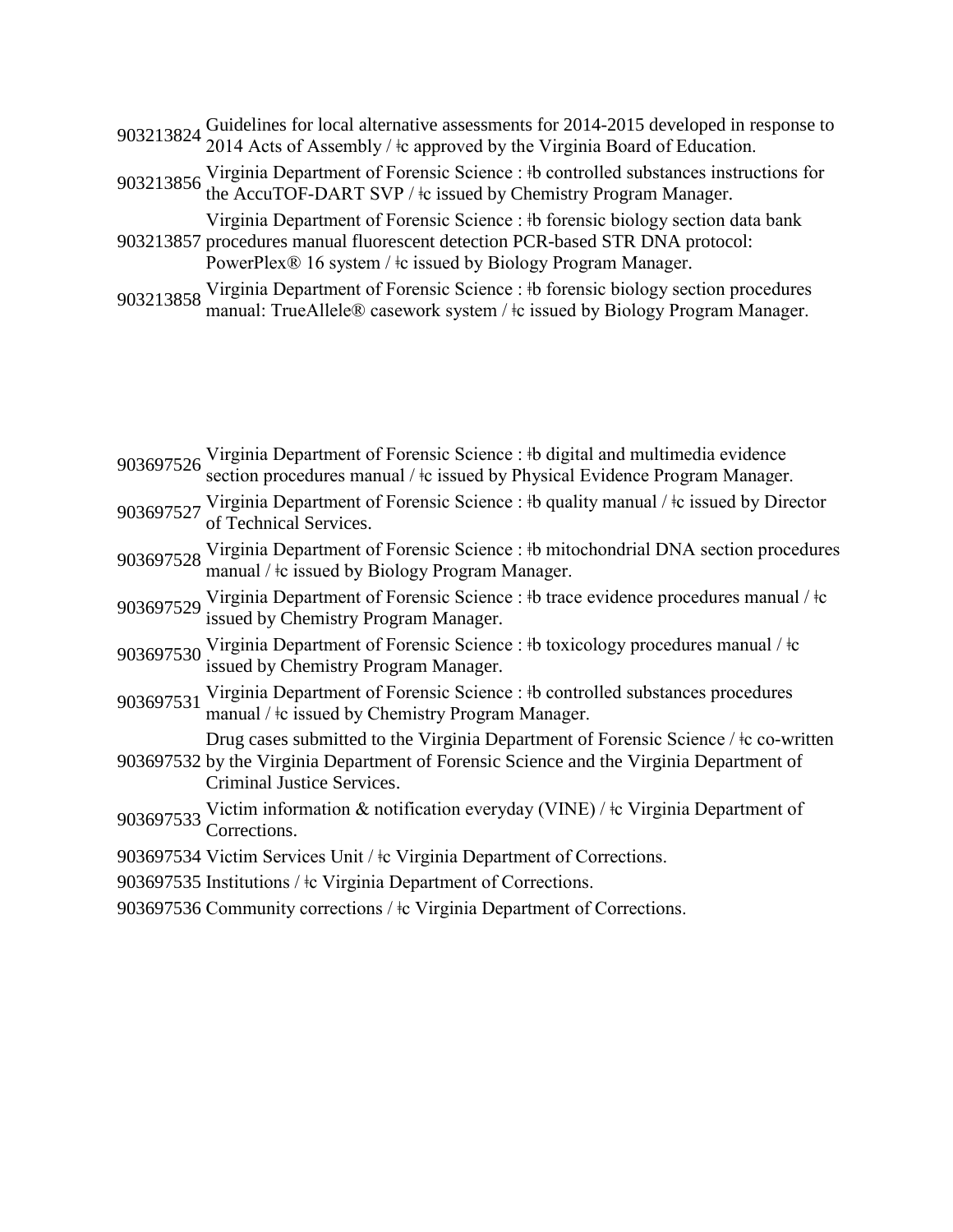| | |
|---|---|
| 903213824 | Guidelines for local alternative assessments for 2014-2015 developed in response to 2014 Acts of Assembly / ǂc approved by the Virginia Board of Education. |
| 903213856 | Virginia Department of Forensic Science : ǂb controlled substances instructions for the AccuTOF-DART SVP / ǂc issued by Chemistry Program Manager. |
| 903213857 | Virginia Department of Forensic Science : ǂb forensic biology section data bank procedures manual fluorescent detection PCR-based STR DNA protocol: PowerPlex® 16 system / ǂc issued by Biology Program Manager. |
| 903213858 | Virginia Department of Forensic Science : ǂb forensic biology section procedures manual: TrueAllele® casework system / ǂc issued by Biology Program Manager. |

| | |
|---|---|
| 903697526 | Virginia Department of Forensic Science : ǂb digital and multimedia evidence section procedures manual / ǂc issued by Physical Evidence Program Manager. |
| 903697527 | Virginia Department of Forensic Science : ǂb quality manual / ǂc issued by Director of Technical Services. |
| 903697528 | Virginia Department of Forensic Science : ǂb mitochondrial DNA section procedures manual / ǂc issued by Biology Program Manager. |
| 903697529 | Virginia Department of Forensic Science : ǂb trace evidence procedures manual / ǂc issued by Chemistry Program Manager. |
| 903697530 | Virginia Department of Forensic Science : ǂb toxicology procedures manual / ǂc issued by Chemistry Program Manager. |
| 903697531 | Virginia Department of Forensic Science : ǂb controlled substances procedures manual / ǂc issued by Chemistry Program Manager. |
| 903697532 | Drug cases submitted to the Virginia Department of Forensic Science / ǂc co-written by the Virginia Department of Forensic Science and the Virginia Department of Criminal Justice Services. |
| 903697533 | Victim information & notification everyday (VINE) / ǂc Virginia Department of Corrections. |
| 903697534 | Victim Services Unit / ǂc Virginia Department of Corrections. |
| 903697535 | Institutions / ǂc Virginia Department of Corrections. |
| 903697536 | Community corrections / ǂc Virginia Department of Corrections. |